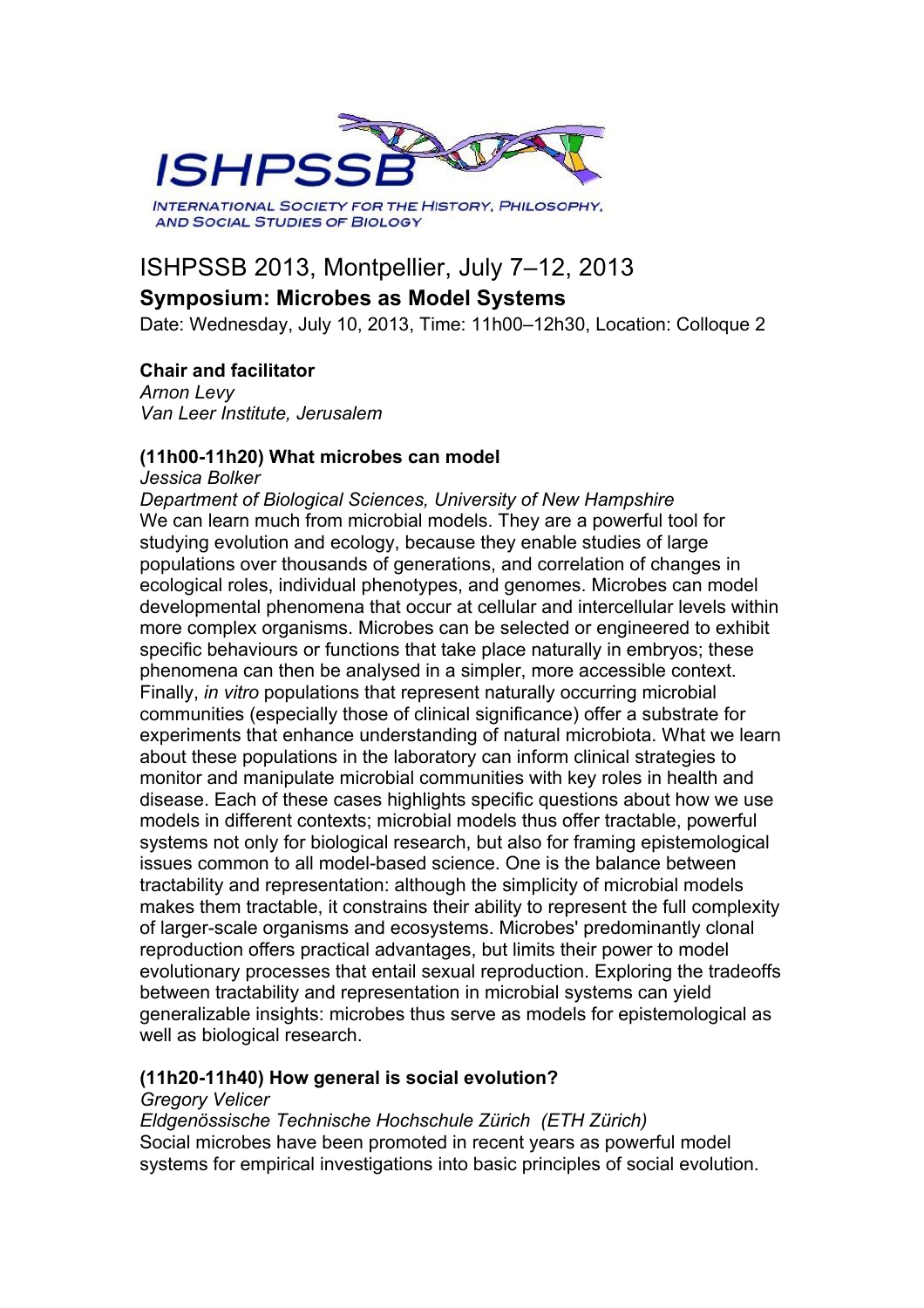ISHPSSB

INTERNATIONAL SOCIETY FOR THE HISTORY, PHILOSOPHY, AND SOCIAL STUDIES OF BIOLOGY

# ISHPSSB 2013, Montpellier, July 7–12, 2013

## Symposium: Microbes as Model Systems

Date: Wednesday, July 10, 2013, Time: 11h00–12h30, Location: Colloque 2

**Chair and facilitator**
*Arnon Levy*
*Van Leer Institute, Jerusalem*

**(11h00-11h20) What microbes can model**
*Jessica Bolker*
*Department of Biological Sciences, University of New Hampshire*
We can learn much from microbial models. They are a powerful tool for studying evolution and ecology, because they enable studies of large populations over thousands of generations, and correlation of changes in ecological roles, individual phenotypes, and genomes. Microbes can model developmental phenomena that occur at cellular and intercellular levels within more complex organisms. Microbes can be selected or engineered to exhibit specific behaviours or functions that take place naturally in embryos; these phenomena can then be analysed in a simpler, more accessible context. Finally, *in vitro* populations that represent naturally occurring microbial communities (especially those of clinical significance) offer a substrate for experiments that enhance understanding of natural microbiota. What we learn about these populations in the laboratory can inform clinical strategies to monitor and manipulate microbial communities with key roles in health and disease. Each of these cases highlights specific questions about how we use models in different contexts; microbial models thus offer tractable, powerful systems not only for biological research, but also for framing epistemological issues common to all model-based science. One is the balance between tractability and representation: although the simplicity of microbial models makes them tractable, it constrains their ability to represent the full complexity of larger-scale organisms and ecosystems. Microbes' predominantly clonal reproduction offers practical advantages, but limits their power to model evolutionary processes that entail sexual reproduction. Exploring the tradeoffs between tractability and representation in microbial systems can yield generalizable insights: microbes thus serve as models for epistemological as well as biological research.

**(11h20-11h40) How general is social evolution?**
*Gregory Velicer*
*Eldgenössische Technische Hochschule Zürich (ETH Zürich)*
Social microbes have been promoted in recent years as powerful model systems for empirical investigations into basic principles of social evolution.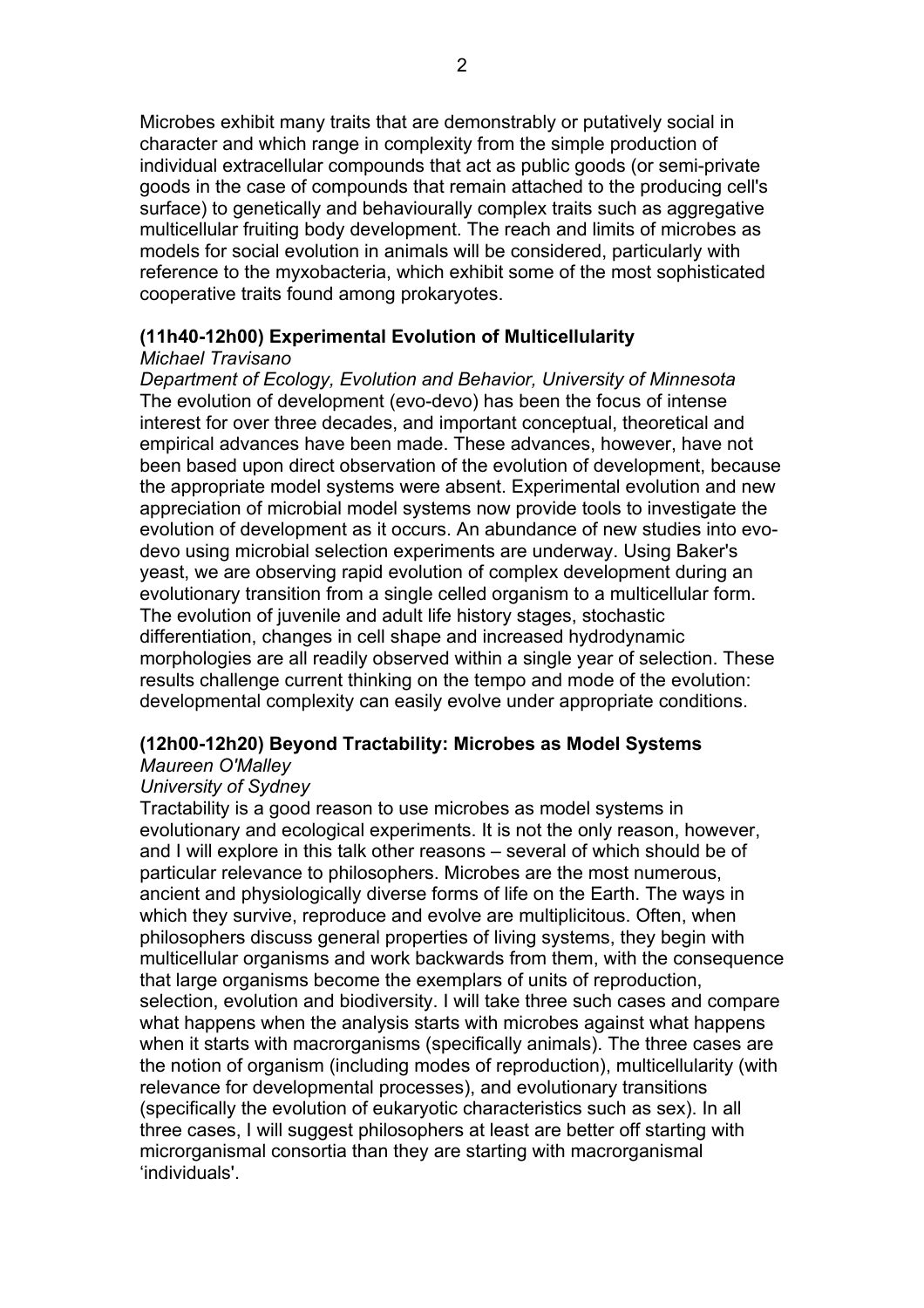Microbes exhibit many traits that are demonstrably or putatively social in character and which range in complexity from the simple production of individual extracellular compounds that act as public goods (or semi-private goods in the case of compounds that remain attached to the producing cell's surface) to genetically and behaviourally complex traits such as aggregative multicellular fruiting body development. The reach and limits of microbes as models for social evolution in animals will be considered, particularly with reference to the myxobacteria, which exhibit some of the most sophisticated cooperative traits found among prokaryotes.

**(11h40-12h00) Experimental Evolution of Multicellularity**

*Michael Travisano*

*Department of Ecology, Evolution and Behavior, University of Minnesota*

The evolution of development (evo-devo) has been the focus of intense interest for over three decades, and important conceptual, theoretical and empirical advances have been made. These advances, however, have not been based upon direct observation of the evolution of development, because the appropriate model systems were absent. Experimental evolution and new appreciation of microbial model systems now provide tools to investigate the evolution of development as it occurs. An abundance of new studies into evo-devo using microbial selection experiments are underway. Using Baker's yeast, we are observing rapid evolution of complex development during an evolutionary transition from a single celled organism to a multicellular form. The evolution of juvenile and adult life history stages, stochastic differentiation, changes in cell shape and increased hydrodynamic morphologies are all readily observed within a single year of selection. These results challenge current thinking on the tempo and mode of the evolution: developmental complexity can easily evolve under appropriate conditions.

**(12h00-12h20) Beyond Tractability: Microbes as Model Systems**

*Maureen O'Malley*

*University of Sydney*

Tractability is a good reason to use microbes as model systems in evolutionary and ecological experiments. It is not the only reason, however, and I will explore in this talk other reasons – several of which should be of particular relevance to philosophers. Microbes are the most numerous, ancient and physiologically diverse forms of life on the Earth. The ways in which they survive, reproduce and evolve are multiplicitous. Often, when philosophers discuss general properties of living systems, they begin with multicellular organisms and work backwards from them, with the consequence that large organisms become the exemplars of units of reproduction, selection, evolution and biodiversity. I will take three such cases and compare what happens when the analysis starts with microbes against what happens when it starts with macrorganisms (specifically animals). The three cases are the notion of organism (including modes of reproduction), multicellularity (with relevance for developmental processes), and evolutionary transitions (specifically the evolution of eukaryotic characteristics such as sex). In all three cases, I will suggest philosophers at least are better off starting with microrganismal consortia than they are starting with macrorganismal 'individuals'.